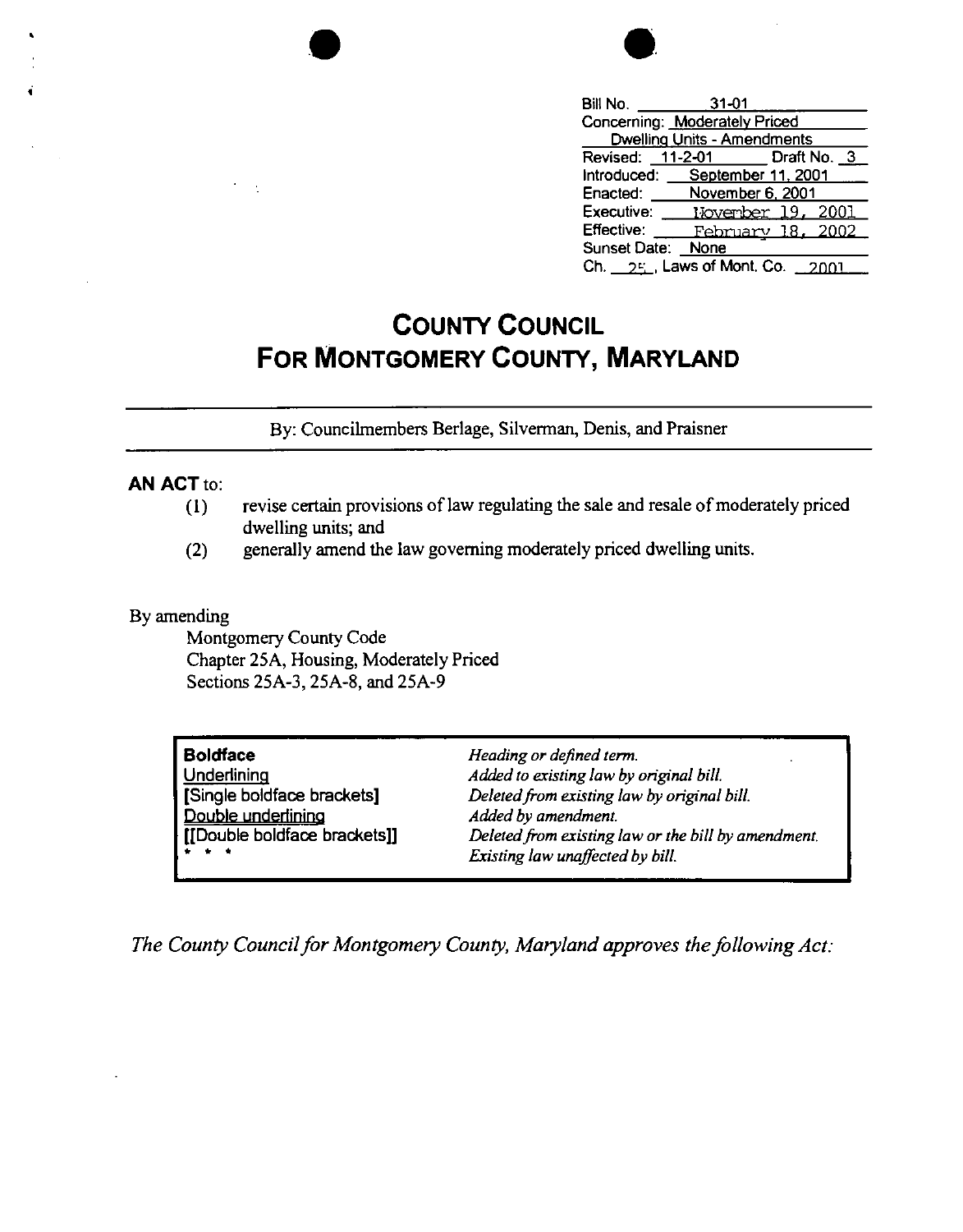| | |
|---|---|
| Bill No. | 31-01 |
| Concerning: | Moderately Priced Dwelling Units - Amendments |
| Revised: | 11-2-01 Draft No. 3 |
| Introduced: | September 11, 2001 |
| Enacted: | November 6, 2001 |
| Executive: | November 19, 2001 |
| Effective: | February 18, 2002 |
| Sunset Date: | None |
| Ch. | 25, Laws of Mont. Co. 2001 |

# COUNTY COUNCIL FOR MONTGOMERY COUNTY, MARYLAND

By: Councilmembers Berlage, Silverman, Denis, and Praisner

**AN ACT** to:

(1) revise certain provisions of law regulating the sale and resale of moderately priced dwelling units; and

(2) generally amend the law governing moderately priced dwelling units.

By amending

Montgomery County Code
Chapter 25A, Housing, Moderately Priced
Sections 25A-3, 25A-8, and 25A-9

| | |
|---|---|
| **Boldface** | *Heading or defined term.* |
| Underlining | *Added to existing law by original bill.* |
| [Single boldface brackets] | *Deleted from existing law by original bill.* |
| Double underlining | *Added by amendment.* |
| [[Double boldface brackets]] | *Deleted from existing law or the bill by amendment.* |
| * * * | *Existing law unaffected by bill.* |

*The County Council for Montgomery County, Maryland approves the following Act:*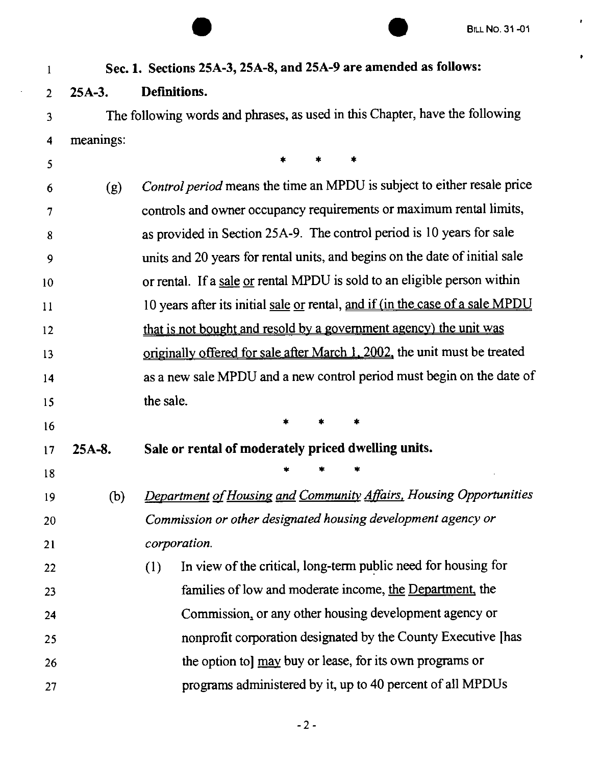**Sec. 1. Sections 25A-3, 25A-8, and 25A-9 are amended as follows:**

**25A-3. Definitions.**

The following words and phrases, as used in this Chapter, have the following meanings:

\* \* \*

(g) *Control period* means the time an MPDU is subject to either resale price controls and owner occupancy requirements or maximum rental limits, as provided in Section 25A-9. The control period is 10 years for sale units and 20 years for rental units, and begins on the date of initial sale or rental. If a <u>sale</u> <u>or</u> rental MPDU is sold to an eligible person within 10 years after its initial <u>sale</u> <u>or</u> rental, <u>and if (in the case of a sale MPDU that is not bought and resold by a government agency) the unit was originally offered for sale after March 1, 2002,</u> the unit must be treated as a new sale MPDU and a new control period must begin on the date of the sale.

\* \* \*

**25A-8. Sale or rental of moderately priced dwelling units.**

\* \* \*

(b) *<u>Department</u> <u>of</u> <u>Housing</u> <u>and</u> <u>Community</u> <u>Affairs,</u> Housing Opportunities Commission or other designated housing development agency or corporation.*

(1) In view of the critical, long-term public need for housing for families of low and moderate income, <u>the</u> <u>Department,</u> the Commission<u>,</u> or any other housing development agency or nonprofit corporation designated by the County Executive [has the option to] <u>may</u> buy or lease, for its own programs or programs administered by it, up to 40 percent of all MPDUs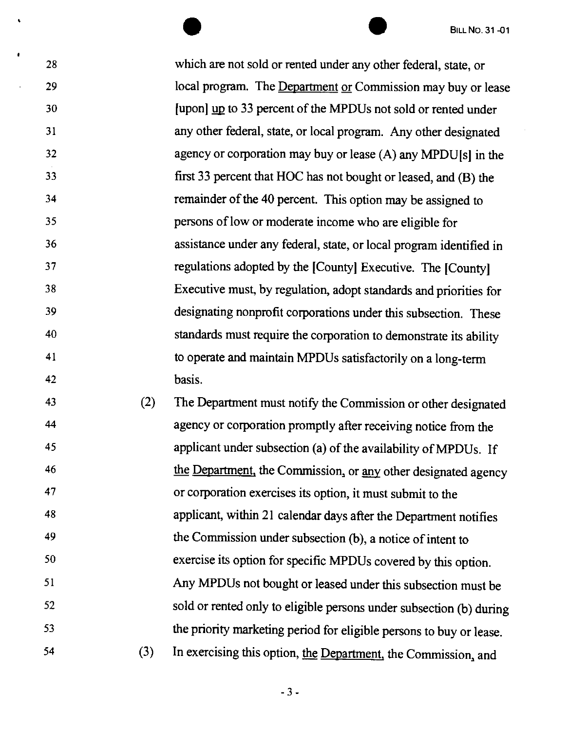28 which are not sold or rented under any other federal, state, or
29 local program. The <u>Department</u> <u>or</u> Commission may buy or lease
30 [upon] <u>up</u> to 33 percent of the MPDUs not sold or rented under
31 any other federal, state, or local program. Any other designated
32 agency or corporation may buy or lease (A) any MPDU[s] in the
33 first 33 percent that HOC has not bought or leased, and (B) the
34 remainder of the 40 percent. This option may be assigned to
35 persons of low or moderate income who are eligible for
36 assistance under any federal, state, or local program identified in
37 regulations adopted by the [County] Executive. The [County]
38 Executive must, by regulation, adopt standards and priorities for
39 designating nonprofit corporations under this subsection. These
40 standards must require the corporation to demonstrate its ability
41 to operate and maintain MPDUs satisfactorily on a long-term
42 basis.

43 (2) The Department must notify the Commission or other designated
44 agency or corporation promptly after receiving notice from the
45 applicant under subsection (a) of the availability of MPDUs. If
46 <u>the</u> <u>Department,</u> the Commission, or <u>any</u> other designated agency
47 or corporation exercises its option, it must submit to the
48 applicant, within 21 calendar days after the Department notifies
49 the Commission under subsection (b), a notice of intent to
50 exercise its option for specific MPDUs covered by this option.
51 Any MPDUs not bought or leased under this subsection must be
52 sold or rented only to eligible persons under subsection (b) during
53 the priority marketing period for eligible persons to buy or lease.

54 (3) In exercising this option, <u>the</u> <u>Department,</u> the Commission, and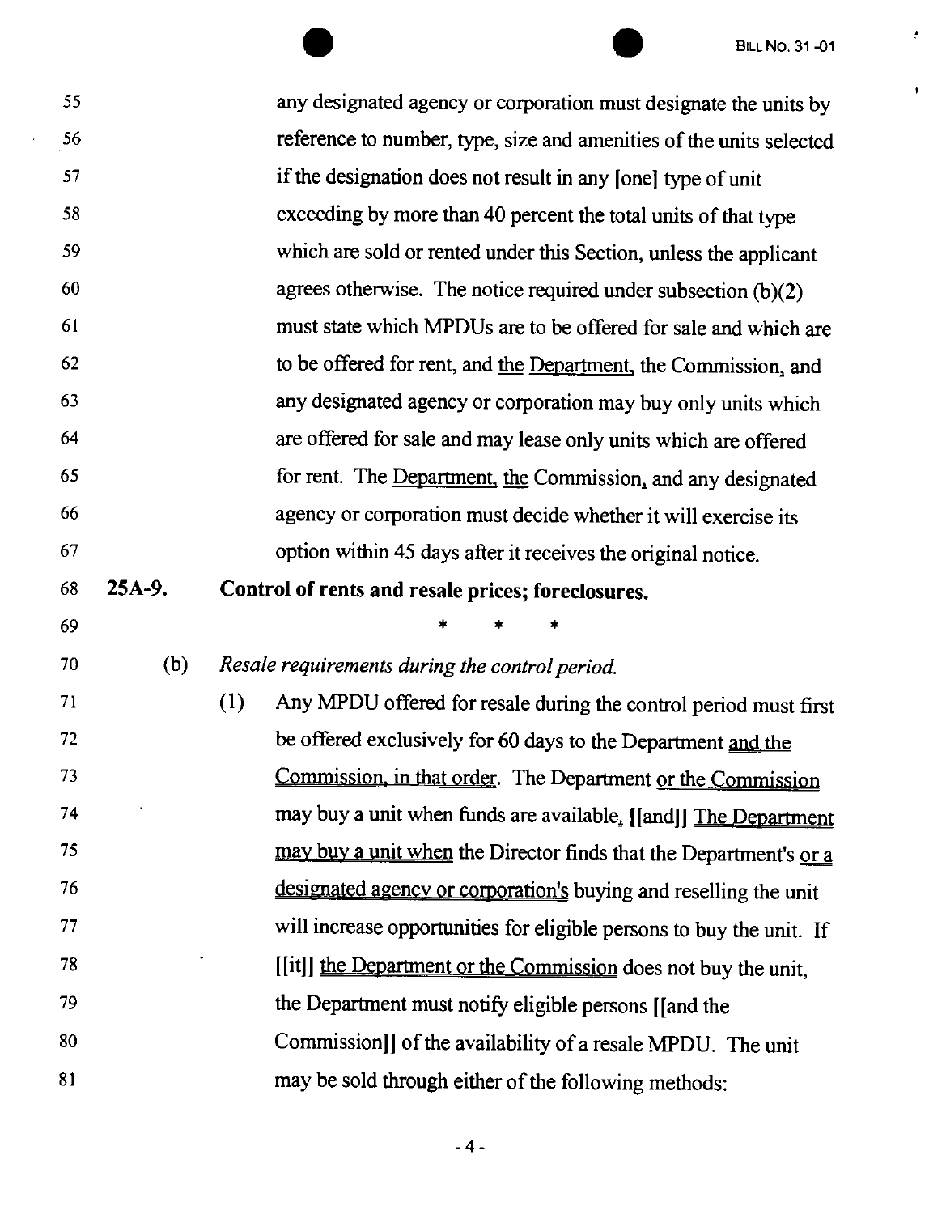any designated agency or corporation must designate the units by reference to number, type, size and amenities of the units selected if the designation does not result in any [one] type of unit exceeding by more than 40 percent the total units of that type which are sold or rented under this Section, unless the applicant agrees otherwise. The notice required under subsection (b)(2) must state which MPDUs are to be offered for sale and which are to be offered for rent, and the Department, the Commission, and any designated agency or corporation may buy only units which are offered for sale and may lease only units which are offered for rent. The Department, the Commission, and any designated agency or corporation must decide whether it will exercise its option within 45 days after it receives the original notice.

**25A-9. Control of rents and resale prices; foreclosures.**

\* \* \*

(b) *Resale requirements during the control period.*

(1) Any MPDU offered for resale during the control period must first be offered exclusively for 60 days to the Department and the Commission, in that order. The Department or the Commission may buy a unit when funds are available. [[and]] The Department may buy a unit when the Director finds that the Department's or a designated agency or corporation's buying and reselling the unit will increase opportunities for eligible persons to buy the unit. If [[it]] the Department or the Commission does not buy the unit, the Department must notify eligible persons [[and the Commission]] of the availability of a resale MPDU. The unit may be sold through either of the following methods: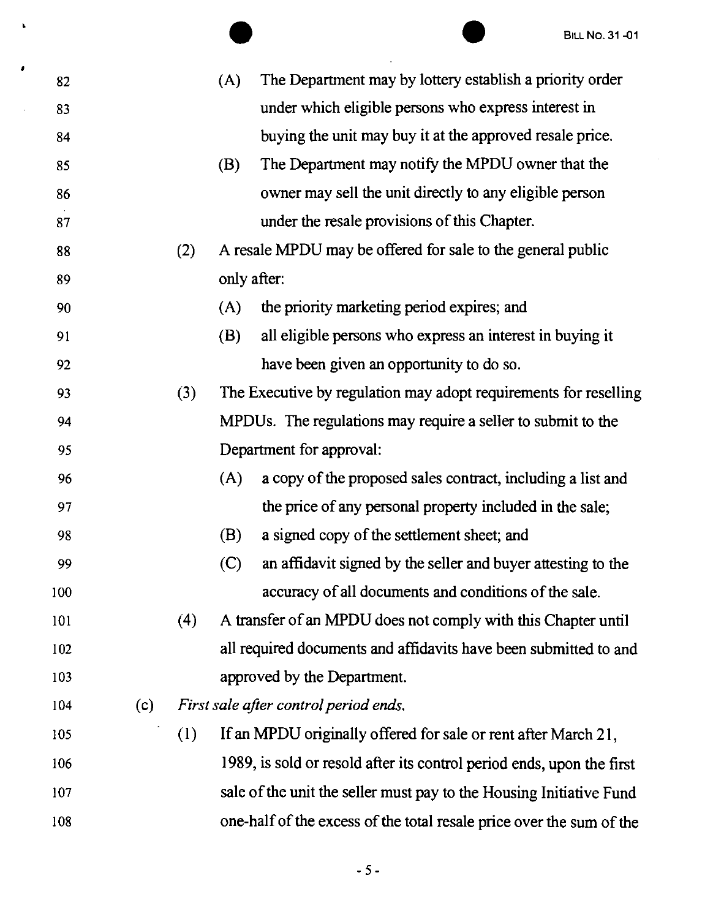(A) The Department may by lottery establish a priority order under which eligible persons who express interest in buying the unit may buy it at the approved resale price.

(B) The Department may notify the MPDU owner that the owner may sell the unit directly to any eligible person under the resale provisions of this Chapter.

(2) A resale MPDU may be offered for sale to the general public only after:

(A) the priority marketing period expires; and

(B) all eligible persons who express an interest in buying it have been given an opportunity to do so.

(3) The Executive by regulation may adopt requirements for reselling MPDUs. The regulations may require a seller to submit to the Department for approval:

(A) a copy of the proposed sales contract, including a list and the price of any personal property included in the sale;

(B) a signed copy of the settlement sheet; and

(C) an affidavit signed by the seller and buyer attesting to the accuracy of all documents and conditions of the sale.

(4) A transfer of an MPDU does not comply with this Chapter until all required documents and affidavits have been submitted to and approved by the Department.

(c) *First sale after control period ends.*

(1) If an MPDU originally offered for sale or rent after March 21, 1989, is sold or resold after its control period ends, upon the first sale of the unit the seller must pay to the Housing Initiative Fund one-half of the excess of the total resale price over the sum of the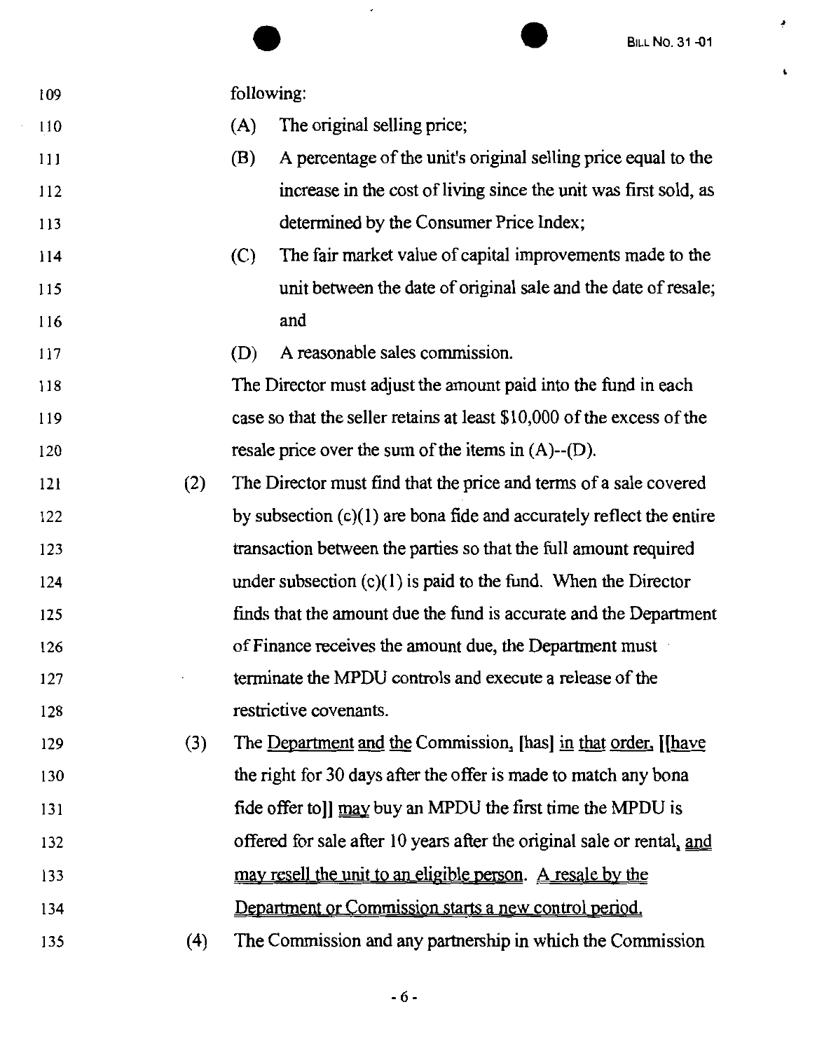following:

(A) The original selling price;

(B) A percentage of the unit's original selling price equal to the increase in the cost of living since the unit was first sold, as determined by the Consumer Price Index;

(C) The fair market value of capital improvements made to the unit between the date of original sale and the date of resale; and

(D) A reasonable sales commission.

The Director must adjust the amount paid into the fund in each case so that the seller retains at least $10,000 of the excess of the resale price over the sum of the items in (A)--(D).

(2) The Director must find that the price and terms of a sale covered by subsection (c)(1) are bona fide and accurately reflect the entire transaction between the parties so that the full amount required under subsection (c)(1) is paid to the fund. When the Director finds that the amount due the fund is accurate and the Department of Finance receives the amount due, the Department must terminate the MPDU controls and execute a release of the restrictive covenants.

(3) The <u>Department and the</u> Commission<u>,</u> [has] <u>in that order,</u> [[[have the right for 30 days after the offer is made to match any bona fide offer to]] <u>may</u> buy an MPDU the first time the MPDU is offered for sale after 10 years after the original sale or rental<u>, and may resell the unit to an eligible person. A resale by the Department or Commission starts a new control period.</u>

(4) The Commission and any partnership in which the Commission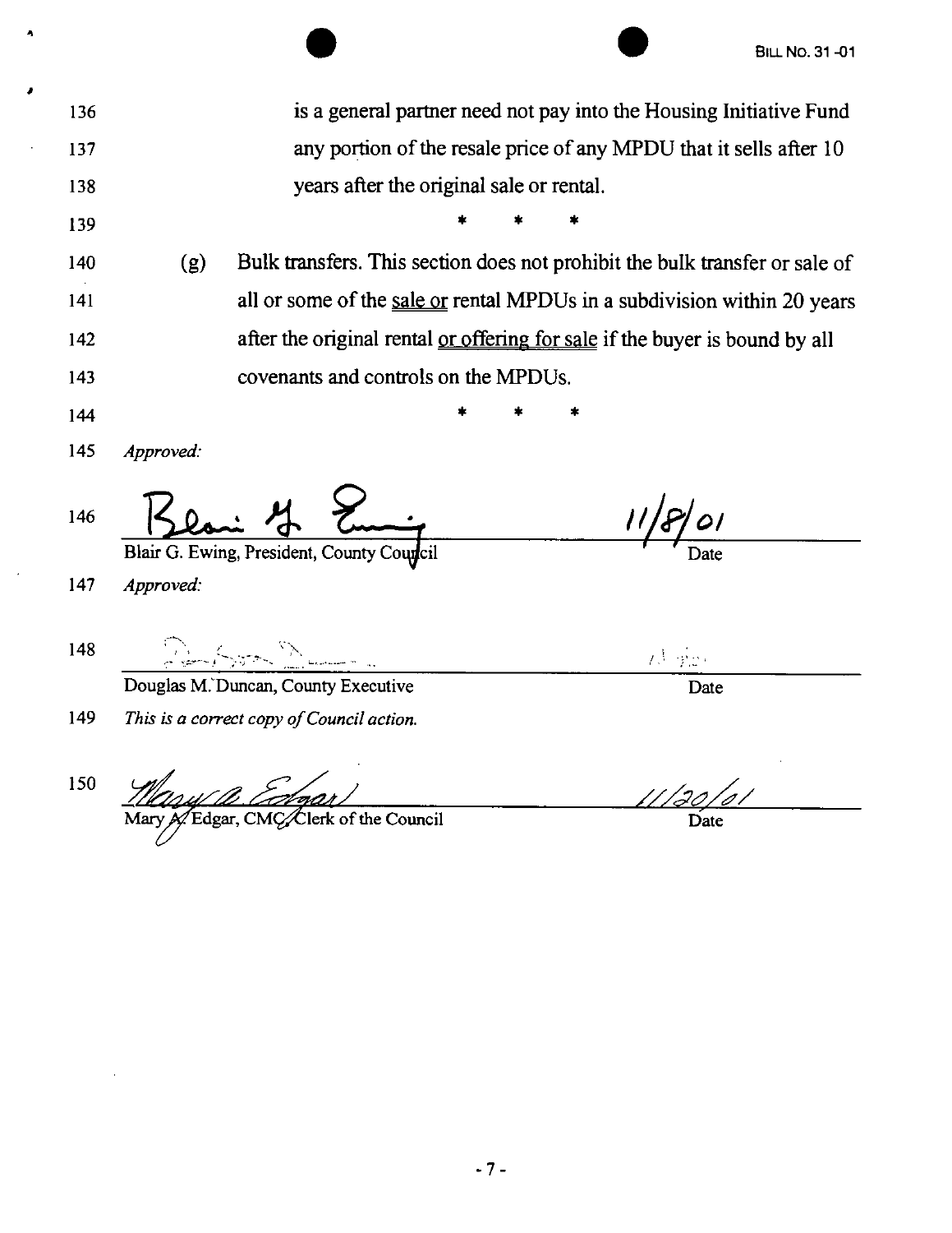136 is a general partner need not pay into the Housing Initiative Fund
137 any portion of the resale price of any MPDU that it sells after 10
138 years after the original sale or rental.

139 * * *

140 (g) Bulk transfers. This section does not prohibit the bulk transfer or sale of
141 all or some of the <u>sale or</u> rental MPDUs in a subdivision within 20 years
142 after the original rental <u>or offering for sale</u> if the buyer is bound by all
143 covenants and controls on the MPDUs.

144 * * *

145 *Approved:*

146 Blair G. Ewing, President, County Council — Date: 11/8/01

147 *Approved:*

148 Douglas M. Duncan, County Executive — Date: 11/9/01

149 *This is a correct copy of Council action.*

150 Mary A. Edgar, CMC, Clerk of the Council — Date: 11/20/01